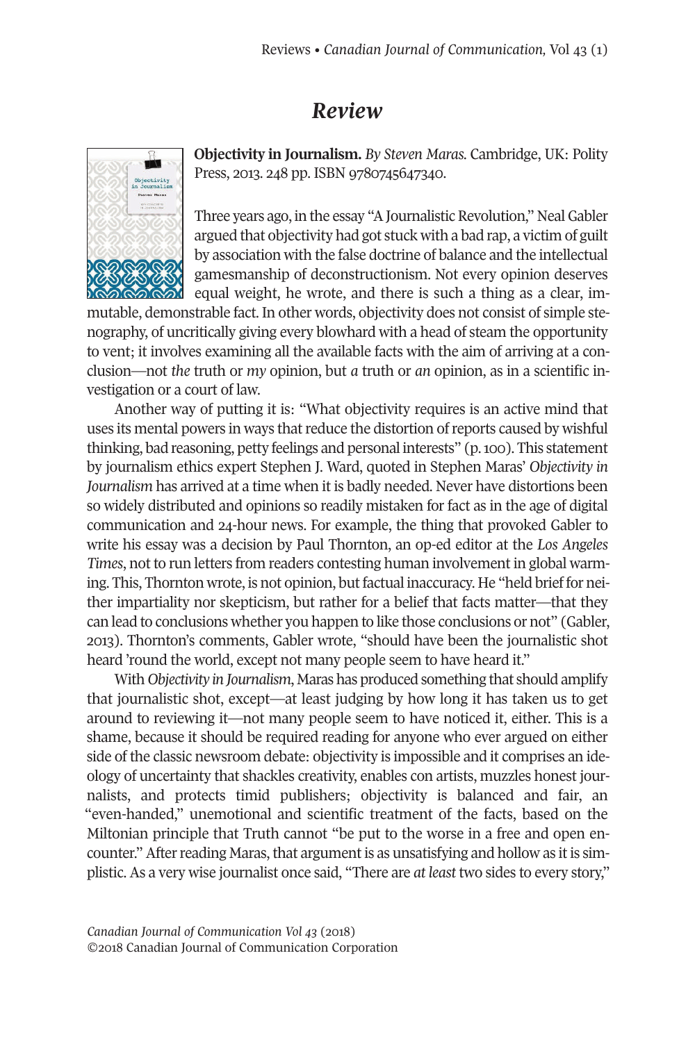# Review

**Objectivity in Journalism.** *By Steven Maras.* Cambridge, UK: Polity Press, 2013. 248 pp. ISBN 9780745647340.

Three years ago, in the essay "A Journalistic Revolution," Neal Gabler argued that objectivity had got stuck with a bad rap, a victim of guilt by association with the false doctrine of balance and the intellectual gamesmanship of deconstructionism. Not every opinion deserves equal weight, he wrote, and there is such a thing as a clear, immutable, demonstrable fact. In other words, objectivity does not consist of simple stenography, of uncritically giving every blowhard with a head of steam the opportunity to vent; it involves examining all the available facts with the aim of arriving at a conclusion—not *the* truth or *my* opinion, but *a* truth or *an* opinion, as in a scientific investigation or a court of law.

Another way of putting it is: "What objectivity requires is an active mind that uses its mental powers in ways that reduce the distortion of reports caused by wishful thinking, bad reasoning, petty feelings and personal interests" (p. 100). This statement by journalism ethics expert Stephen J. Ward, quoted in Stephen Maras' *Objectivity in Journalism* has arrived at a time when it is badly needed. Never have distortions been so widely distributed and opinions so readily mistaken for fact as in the age of digital communication and 24-hour news. For example, the thing that provoked Gabler to write his essay was a decision by Paul Thornton, an op-ed editor at the *Los Angeles Times*, not to run letters from readers contesting human involvement in global warming. This, Thornton wrote, is not opinion, but factual inaccuracy. He "held brief for neither impartiality nor skepticism, but rather for a belief that facts matter—that they can lead to conclusions whether you happen to like those conclusions or not" (Gabler, 2013). Thornton's comments, Gabler wrote, "should have been the journalistic shot heard 'round the world, except not many people seem to have heard it."

With *Objectivity in Journalism*, Maras has produced something that should amplify that journalistic shot, except—at least judging by how long it has taken us to get around to reviewing it—not many people seem to have noticed it, either. This is a shame, because it should be required reading for anyone who ever argued on either side of the classic newsroom debate: objectivity is impossible and it comprises an ideology of uncertainty that shackles creativity, enables con artists, muzzles honest journalists, and protects timid publishers; objectivity is balanced and fair, an "even-handed," unemotional and scientific treatment of the facts, based on the Miltonian principle that Truth cannot "be put to the worse in a free and open encounter." After reading Maras, that argument is as unsatisfying and hollow as it is simplistic. As a very wise journalist once said, "There are *at least* two sides to every story,"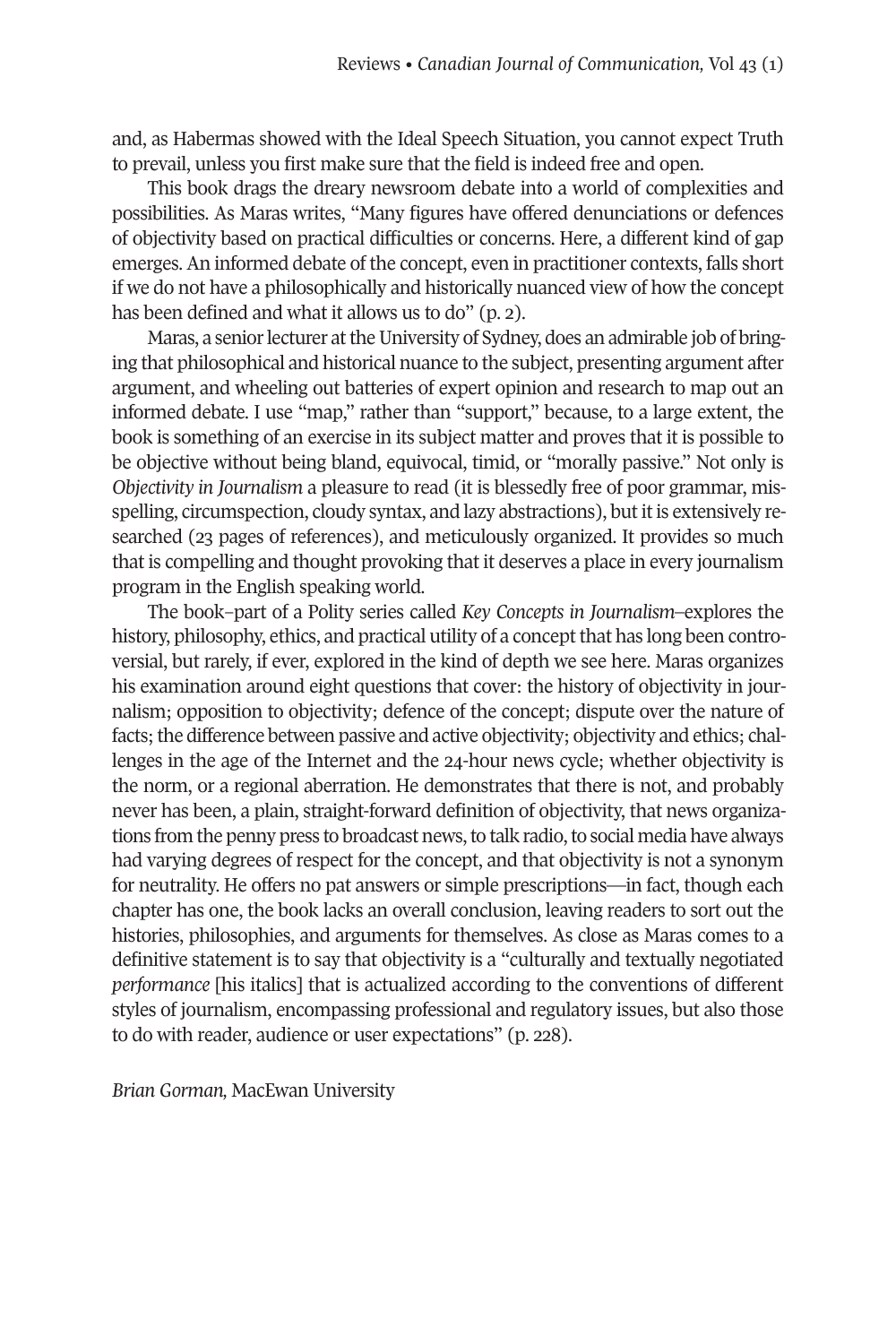and, as Habermas showed with the Ideal Speech Situation, you cannot expect Truth to prevail, unless you first make sure that the field is indeed free and open.

This book drags the dreary newsroom debate into a world of complexities and possibilities. As Maras writes, "Many figures have offered denunciations or defences of objectivity based on practical difficulties or concerns. Here, a different kind of gap emerges. An informed debate of the concept, even in practitioner contexts, falls short if we do not have a philosophically and historically nuanced view of how the concept has been defined and what it allows us to do" (p. 2).

Maras, a senior lecturer at the University of Sydney, does an admirable job of bringing that philosophical and historical nuance to the subject, presenting argument after argument, and wheeling out batteries of expert opinion and research to map out an informed debate. I use "map," rather than "support," because, to a large extent, the book is something of an exercise in its subject matter and proves that it is possible to be objective without being bland, equivocal, timid, or "morally passive." Not only is *Objectivity in Journalism* a pleasure to read (it is blessedly free of poor grammar, misspelling, circumspection, cloudy syntax, and lazy abstractions), but it is extensively researched (23 pages of references), and meticulously organized. It provides so much that is compelling and thought provoking that it deserves a place in every journalism program in the English speaking world.

The book–part of a Polity series called *Key Concepts in Journalism*–explores the history, philosophy, ethics, and practical utility of a concept that has long been controversial, but rarely, if ever, explored in the kind of depth we see here. Maras organizes his examination around eight questions that cover: the history of objectivity in journalism; opposition to objectivity; defence of the concept; dispute over the nature of facts; the difference between passive and active objectivity; objectivity and ethics; challenges in the age of the Internet and the 24-hour news cycle; whether objectivity is the norm, or a regional aberration. He demonstrates that there is not, and probably never has been, a plain, straight-forward definition of objectivity, that news organizations from the penny press to broadcast news, to talk radio, to social media have always had varying degrees of respect for the concept, and that objectivity is not a synonym for neutrality. He offers no pat answers or simple prescriptions—in fact, though each chapter has one, the book lacks an overall conclusion, leaving readers to sort out the histories, philosophies, and arguments for themselves. As close as Maras comes to a definitive statement is to say that objectivity is a "culturally and textually negotiated *performance* [his italics] that is actualized according to the conventions of different styles of journalism, encompassing professional and regulatory issues, but also those to do with reader, audience or user expectations" (p. 228).

*Brian Gorman,* MacEwan University